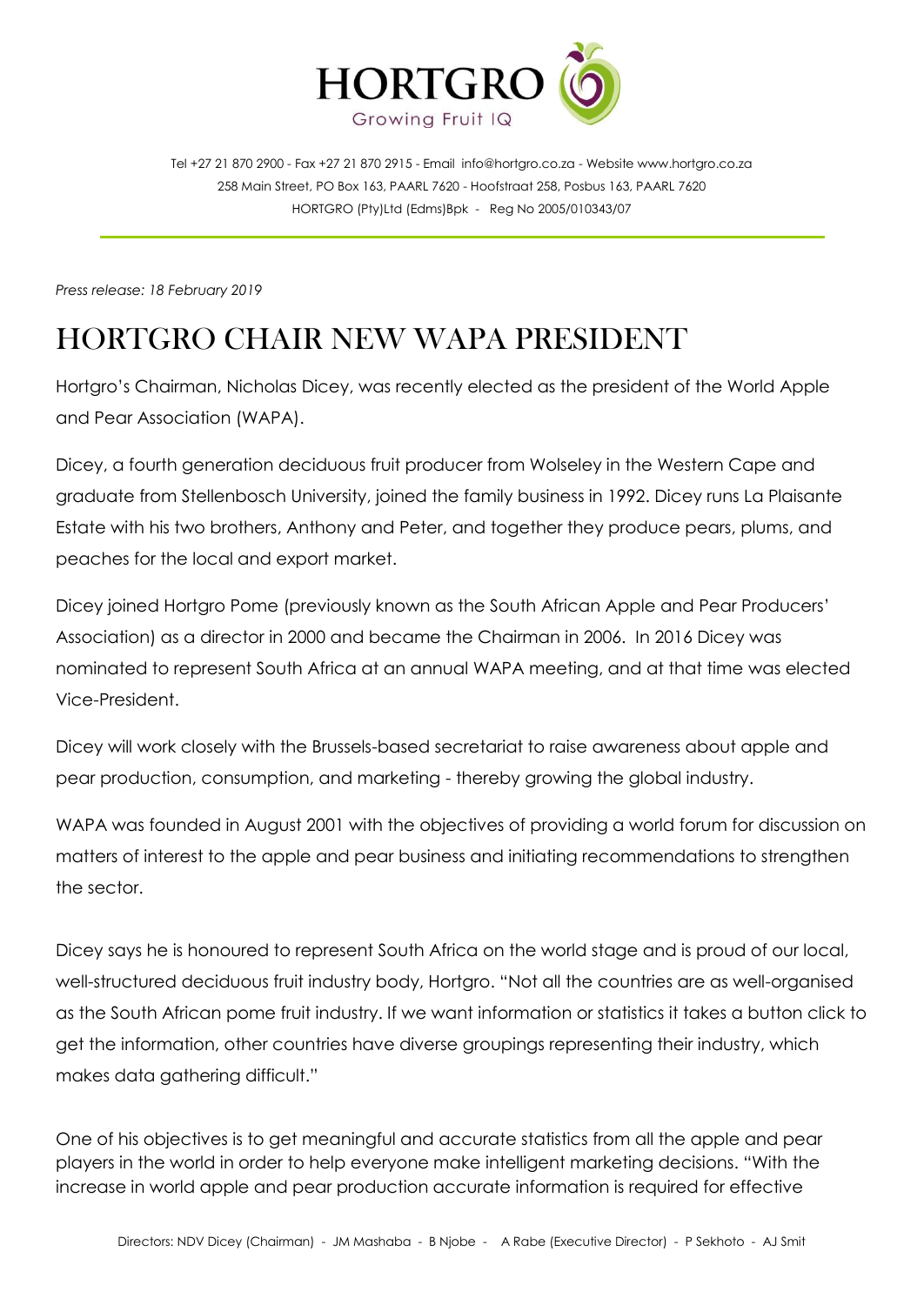# HORTGRO

Growing Fruit IQ

Tel +27 21 870 2900 - Fax +27 21 870 2915 - Email info@hortgro.co.za - Website www.hortgro.co.za
258 Main Street, PO Box 163, PAARL 7620 - Hoofstraat 258, Posbus 163, PAARL 7620
HORTGRO (Pty)Ltd (Edms)Bpk - Reg No 2005/010343/07

*Press release: 18 February 2019*

# HORTGRO CHAIR NEW WAPA PRESIDENT

Hortgro's Chairman, Nicholas Dicey, was recently elected as the president of the World Apple and Pear Association (WAPA).

Dicey, a fourth generation deciduous fruit producer from Wolseley in the Western Cape and graduate from Stellenbosch University, joined the family business in 1992. Dicey runs La Plaisante Estate with his two brothers, Anthony and Peter, and together they produce pears, plums, and peaches for the local and export market.

Dicey joined Hortgro Pome (previously known as the South African Apple and Pear Producers' Association) as a director in 2000 and became the Chairman in 2006. In 2016 Dicey was nominated to represent South Africa at an annual WAPA meeting, and at that time was elected Vice-President.

Dicey will work closely with the Brussels-based secretariat to raise awareness about apple and pear production, consumption, and marketing - thereby growing the global industry.

WAPA was founded in August 2001 with the objectives of providing a world forum for discussion on matters of interest to the apple and pear business and initiating recommendations to strengthen the sector.

Dicey says he is honoured to represent South Africa on the world stage and is proud of our local, well-structured deciduous fruit industry body, Hortgro. "Not all the countries are as well-organised as the South African pome fruit industry. If we want information or statistics it takes a button click to get the information, other countries have diverse groupings representing their industry, which makes data gathering difficult."

One of his objectives is to get meaningful and accurate statistics from all the apple and pear players in the world in order to help everyone make intelligent marketing decisions. "With the increase in world apple and pear production accurate information is required for effective

Directors: NDV Dicey (Chairman) - JM Mashaba - B Njobe - A Rabe (Executive Director) - P Sekhoto - AJ Smit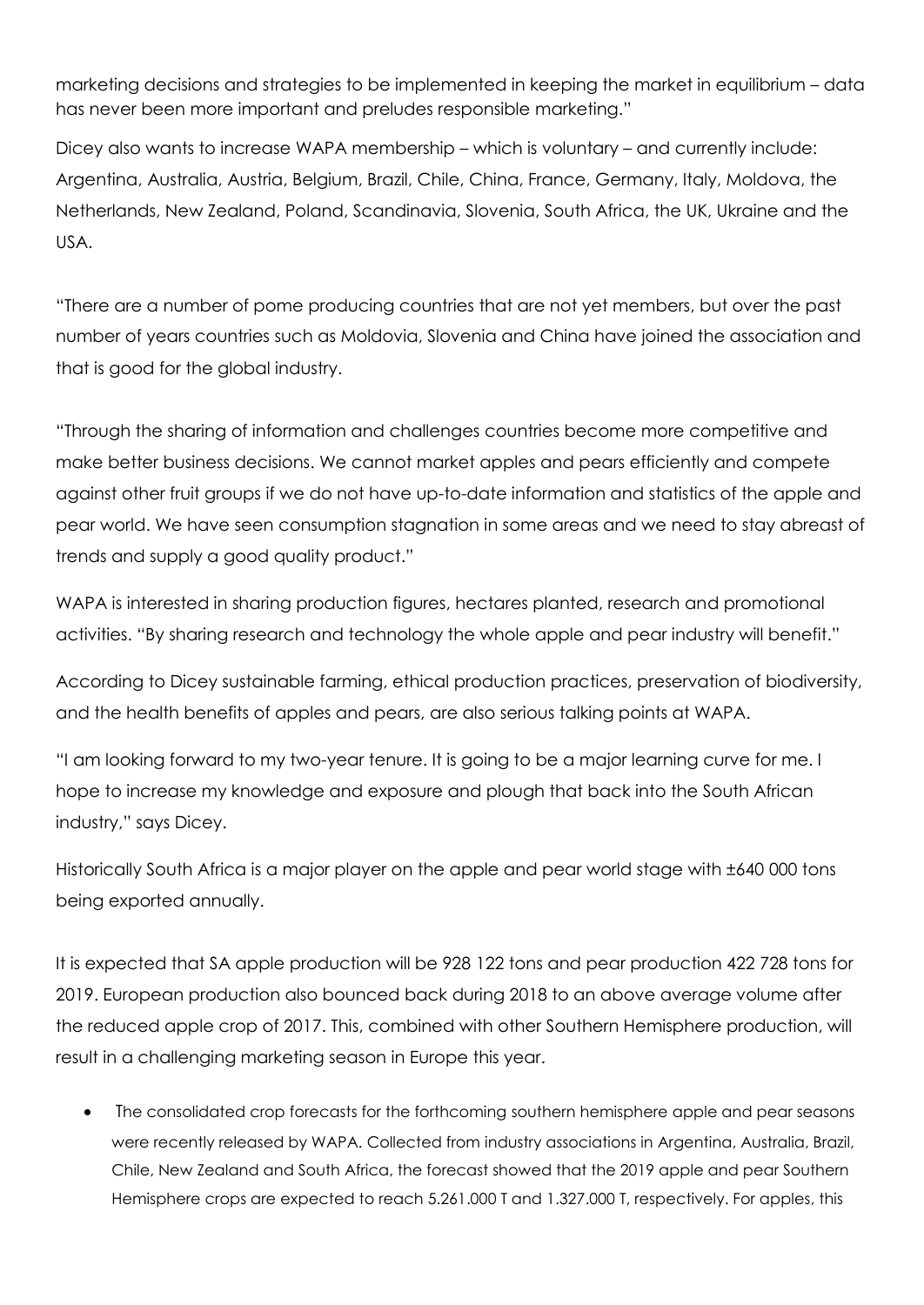marketing decisions and strategies to be implemented in keeping the market in equilibrium – data has never been more important and preludes responsible marketing."

Dicey also wants to increase WAPA membership – which is voluntary – and currently include: Argentina, Australia, Austria, Belgium, Brazil, Chile, China, France, Germany, Italy, Moldova, the Netherlands, New Zealand, Poland, Scandinavia, Slovenia, South Africa, the UK, Ukraine and the USA.

"There are a number of pome producing countries that are not yet members, but over the past number of years countries such as Moldovia, Slovenia and China have joined the association and that is good for the global industry.

"Through the sharing of information and challenges countries become more competitive and make better business decisions. We cannot market apples and pears efficiently and compete against other fruit groups if we do not have up-to-date information and statistics of the apple and pear world. We have seen consumption stagnation in some areas and we need to stay abreast of trends and supply a good quality product."

WAPA is interested in sharing production figures, hectares planted, research and promotional activities. "By sharing research and technology the whole apple and pear industry will benefit."

According to Dicey sustainable farming, ethical production practices, preservation of biodiversity, and the health benefits of apples and pears, are also serious talking points at WAPA.

"I am looking forward to my two-year tenure. It is going to be a major learning curve for me. I hope to increase my knowledge and exposure and plough that back into the South African industry," says Dicey.

Historically South Africa is a major player on the apple and pear world stage with ±640 000 tons being exported annually.

It is expected that SA apple production will be 928 122 tons and pear production 422 728 tons for 2019. European production also bounced back during 2018 to an above average volume after the reduced apple crop of 2017. This, combined with other Southern Hemisphere production, will result in a challenging marketing season in Europe this year.

- The consolidated crop forecasts for the forthcoming southern hemisphere apple and pear seasons were recently released by WAPA. Collected from industry associations in Argentina, Australia, Brazil, Chile, New Zealand and South Africa, the forecast showed that the 2019 apple and pear Southern Hemisphere crops are expected to reach 5.261.000 T and 1.327.000 T, respectively. For apples, this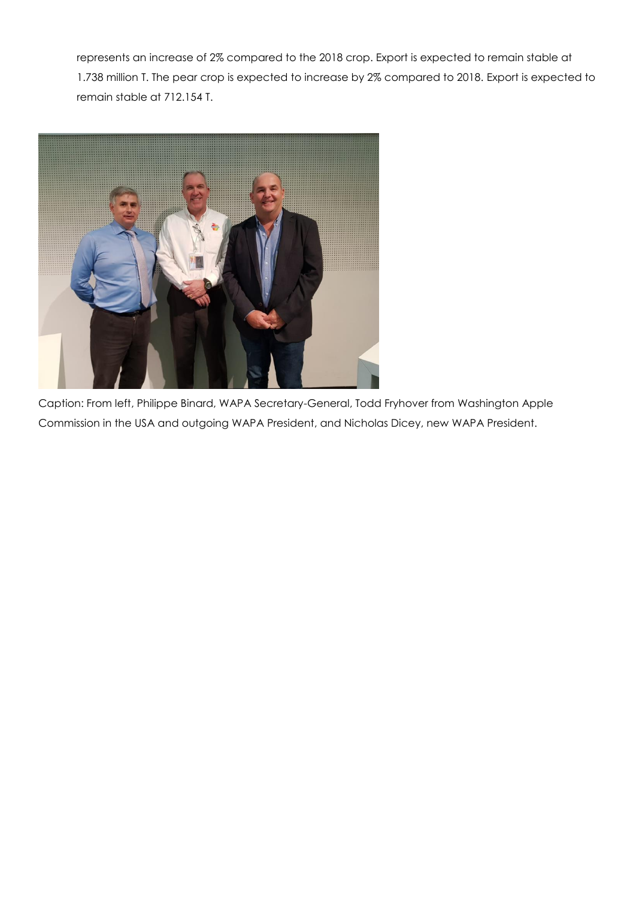represents an increase of 2% compared to the 2018 crop. Export is expected to remain stable at 1.738 million T. The pear crop is expected to increase by 2% compared to 2018. Export is expected to remain stable at 712.154 T.

Caption: From left, Philippe Binard, WAPA Secretary-General, Todd Fryhover from Washington Apple Commission in the USA and outgoing WAPA President, and Nicholas Dicey, new WAPA President.